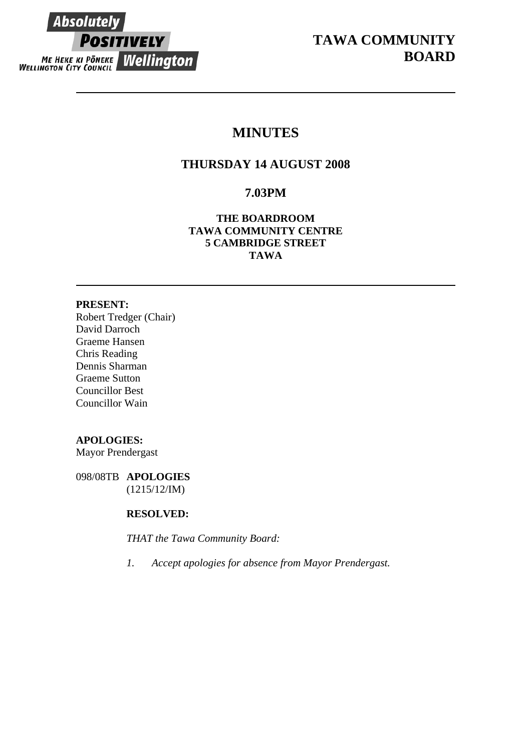# TAWA COMMUNITY BOARD

## MINUTES

### THURSDAY 14 AUGUST 2008

### 7.03PM

**THE BOARDROOM**
**TAWA COMMUNITY CENTRE**
**5 CAMBRIDGE STREET**
**TAWA**

---

**PRESENT:**
Robert Tredger (Chair)
David Darroch
Graeme Hansen
Chris Reading
Dennis Sharman
Graeme Sutton
Councillor Best
Councillor Wain

**APOLOGIES:**
Mayor Prendergast

098/08TB **APOLOGIES**
(1215/12/IM)

**RESOLVED:**

*THAT the Tawa Community Board:*

*1. Accept apologies for absence from Mayor Prendergast.*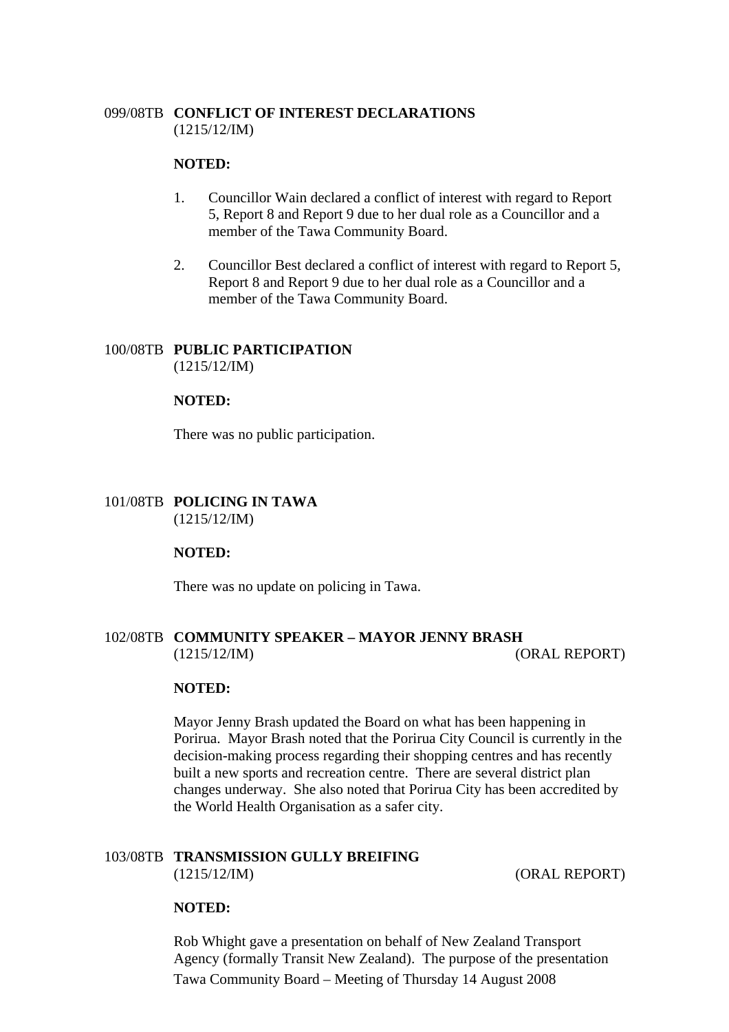099/08TB **CONFLICT OF INTEREST DECLARATIONS**
(1215/12/IM)

**NOTED:**

1. Councillor Wain declared a conflict of interest with regard to Report 5, Report 8 and Report 9 due to her dual role as a Councillor and a member of the Tawa Community Board.

2. Councillor Best declared a conflict of interest with regard to Report 5, Report 8 and Report 9 due to her dual role as a Councillor and a member of the Tawa Community Board.

100/08TB **PUBLIC PARTICIPATION**
(1215/12/IM)

**NOTED:**

There was no public participation.

101/08TB **POLICING IN TAWA**
(1215/12/IM)

**NOTED:**

There was no update on policing in Tawa.

102/08TB **COMMUNITY SPEAKER – MAYOR JENNY BRASH**
(1215/12/IM) (ORAL REPORT)

**NOTED:**

Mayor Jenny Brash updated the Board on what has been happening in Porirua. Mayor Brash noted that the Porirua City Council is currently in the decision-making process regarding their shopping centres and has recently built a new sports and recreation centre. There are several district plan changes underway. She also noted that Porirua City has been accredited by the World Health Organisation as a safer city.

103/08TB **TRANSMISSION GULLY BREIFING**
(1215/12/IM) (ORAL REPORT)

**NOTED:**

Rob Whight gave a presentation on behalf of New Zealand Transport Agency (formally Transit New Zealand). The purpose of the presentation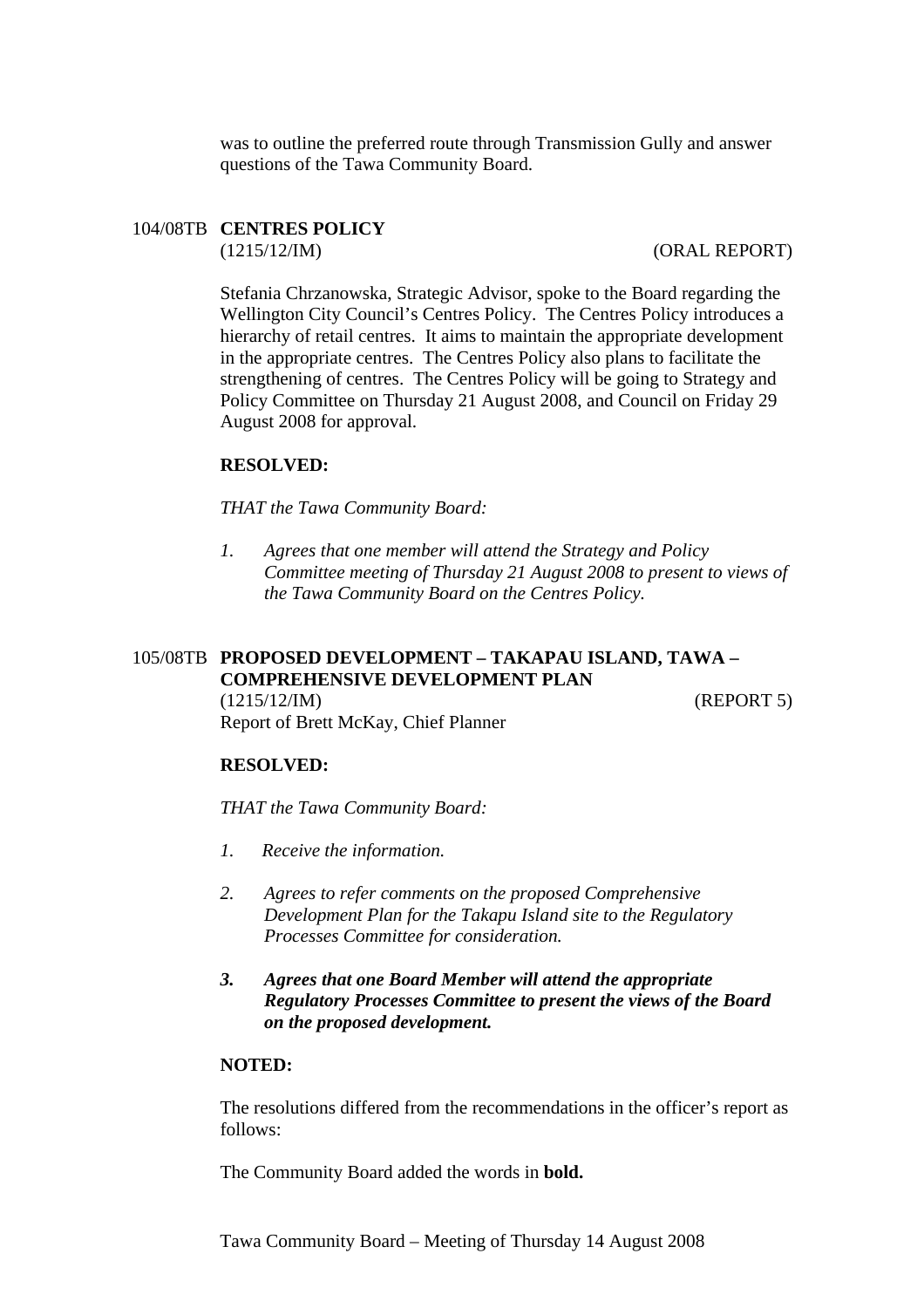was to outline the preferred route through Transmission Gully and answer questions of the Tawa Community Board.

## 104/08TB **CENTRES POLICY**

(1215/12/IM) (ORAL REPORT)

Stefania Chrzanowska, Strategic Advisor, spoke to the Board regarding the Wellington City Council's Centres Policy. The Centres Policy introduces a hierarchy of retail centres. It aims to maintain the appropriate development in the appropriate centres. The Centres Policy also plans to facilitate the strengthening of centres. The Centres Policy will be going to Strategy and Policy Committee on Thursday 21 August 2008, and Council on Friday 29 August 2008 for approval.

**RESOLVED:**

*THAT the Tawa Community Board:*

1. *Agrees that one member will attend the Strategy and Policy Committee meeting of Thursday 21 August 2008 to present to views of the Tawa Community Board on the Centres Policy.*

## 105/08TB **PROPOSED DEVELOPMENT – TAKAPAU ISLAND, TAWA – COMPREHENSIVE DEVELOPMENT PLAN**

(1215/12/IM) (REPORT 5)

Report of Brett McKay, Chief Planner

**RESOLVED:**

*THAT the Tawa Community Board:*

1. *Receive the information.*
2. *Agrees to refer comments on the proposed Comprehensive Development Plan for the Takapu Island site to the Regulatory Processes Committee for consideration.*
3. ***Agrees that one Board Member will attend the appropriate Regulatory Processes Committee to present the views of the Board on the proposed development.***

**NOTED:**

The resolutions differed from the recommendations in the officer's report as follows:

The Community Board added the words in **bold.**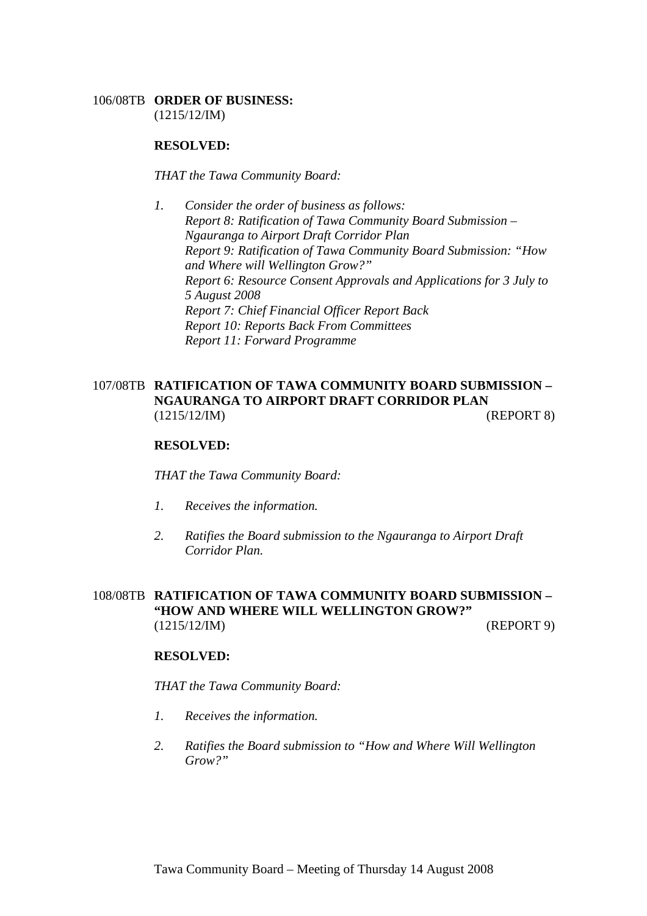106/08TB **ORDER OF BUSINESS:**
(1215/12/IM)

**RESOLVED:**

*THAT the Tawa Community Board:*

1. *Consider the order of business as follows:*
   *Report 8: Ratification of Tawa Community Board Submission – Ngauranga to Airport Draft Corridor Plan*
   *Report 9: Ratification of Tawa Community Board Submission: "How and Where will Wellington Grow?"*
   *Report 6: Resource Consent Approvals and Applications for 3 July to 5 August 2008*
   *Report 7: Chief Financial Officer Report Back*
   *Report 10: Reports Back From Committees*
   *Report 11: Forward Programme*

107/08TB **RATIFICATION OF TAWA COMMUNITY BOARD SUBMISSION – NGAURANGA TO AIRPORT DRAFT CORRIDOR PLAN**
(1215/12/IM) (REPORT 8)

**RESOLVED:**

*THAT the Tawa Community Board:*

1. *Receives the information.*

2. *Ratifies the Board submission to the Ngauranga to Airport Draft Corridor Plan.*

108/08TB **RATIFICATION OF TAWA COMMUNITY BOARD SUBMISSION – "HOW AND WHERE WILL WELLINGTON GROW?"**
(1215/12/IM) (REPORT 9)

**RESOLVED:**

*THAT the Tawa Community Board:*

1. *Receives the information.*

2. *Ratifies the Board submission to "How and Where Will Wellington Grow?"*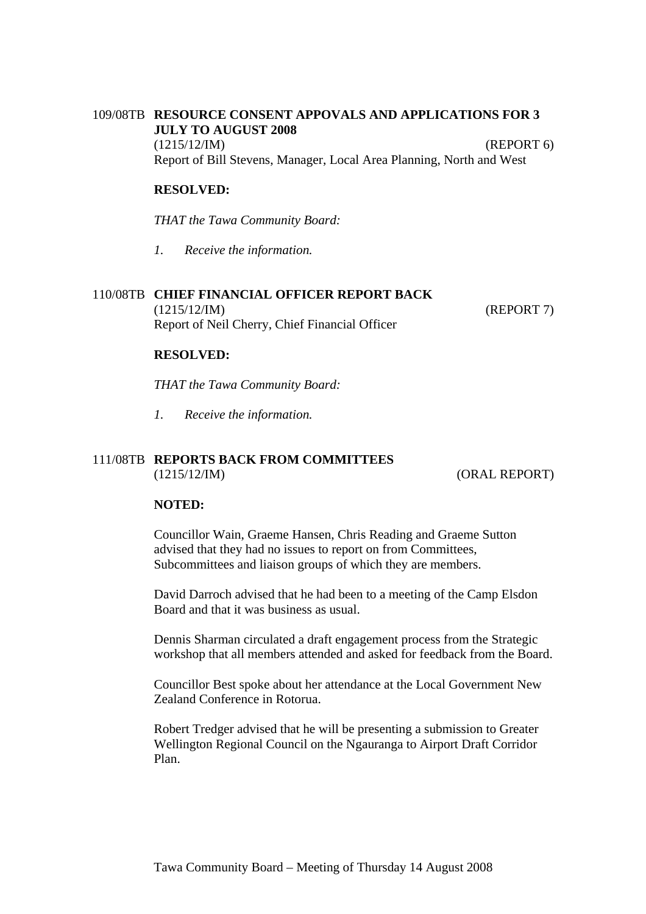## 109/08TB **RESOURCE CONSENT APPOVALS AND APPLICATIONS FOR 3 JULY TO AUGUST 2008**

(1215/12/IM) (REPORT 6)

Report of Bill Stevens, Manager, Local Area Planning, North and West

**RESOLVED:**

*THAT the Tawa Community Board:*

*1. Receive the information.*

## 110/08TB **CHIEF FINANCIAL OFFICER REPORT BACK**

(1215/12/IM) (REPORT 7)

Report of Neil Cherry, Chief Financial Officer

**RESOLVED:**

*THAT the Tawa Community Board:*

*1. Receive the information.*

## 111/08TB **REPORTS BACK FROM COMMITTEES**

(1215/12/IM) (ORAL REPORT)

**NOTED:**

Councillor Wain, Graeme Hansen, Chris Reading and Graeme Sutton advised that they had no issues to report on from Committees, Subcommittees and liaison groups of which they are members.

David Darroch advised that he had been to a meeting of the Camp Elsdon Board and that it was business as usual.

Dennis Sharman circulated a draft engagement process from the Strategic workshop that all members attended and asked for feedback from the Board.

Councillor Best spoke about her attendance at the Local Government New Zealand Conference in Rotorua.

Robert Tredger advised that he will be presenting a submission to Greater Wellington Regional Council on the Ngauranga to Airport Draft Corridor Plan.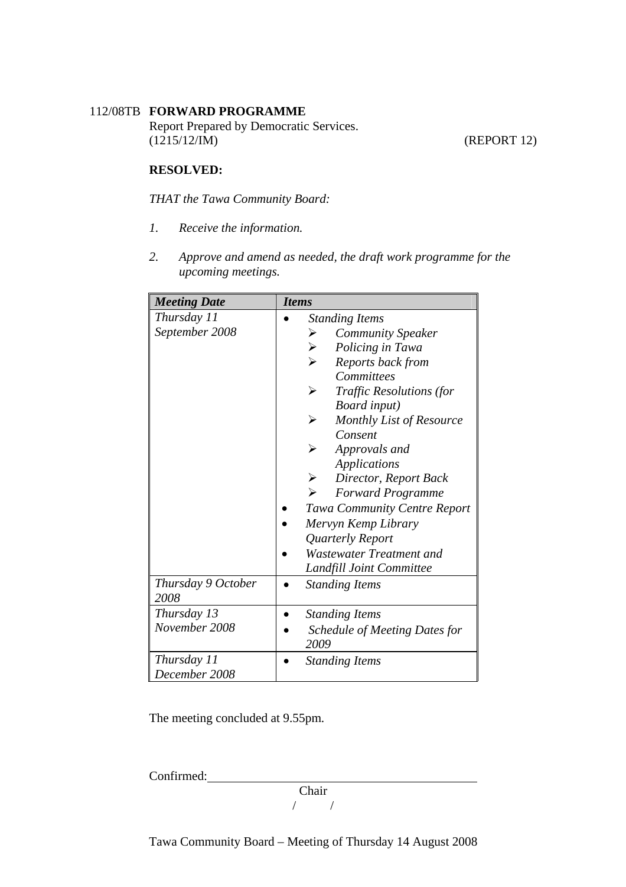112/08TB **FORWARD PROGRAMME**
Report Prepared by Democratic Services.
(1215/12/IM) (REPORT 12)

**RESOLVED:**

*THAT the Tawa Community Board:*

1. *Receive the information.*
2. *Approve and amend as needed, the draft work programme for the upcoming meetings.*

| ***Meeting Date*** | ***Items*** |
|---|---|
| *Thursday 11 September 2008* | • *Standing Items*<br>➢ *Community Speaker*<br>➢ *Policing in Tawa*<br>➢ *Reports back from Committees*<br>➢ *Traffic Resolutions (for Board input)*<br>➢ *Monthly List of Resource Consent*<br>➢ *Approvals and Applications*<br>➢ *Director, Report Back*<br>➢ *Forward Programme*<br>• *Tawa Community Centre Report*<br>• *Mervyn Kemp Library Quarterly Report*<br>• *Wastewater Treatment and Landfill Joint Committee* |
| *Thursday 9 October 2008* | • *Standing Items* |
| *Thursday 13 November 2008* | • *Standing Items*<br>• *Schedule of Meeting Dates for 2009* |
| *Thursday 11 December 2008* | • *Standing Items* |

The meeting concluded at 9.55pm.

Confirmed: ____________________________________

Chair

/ /